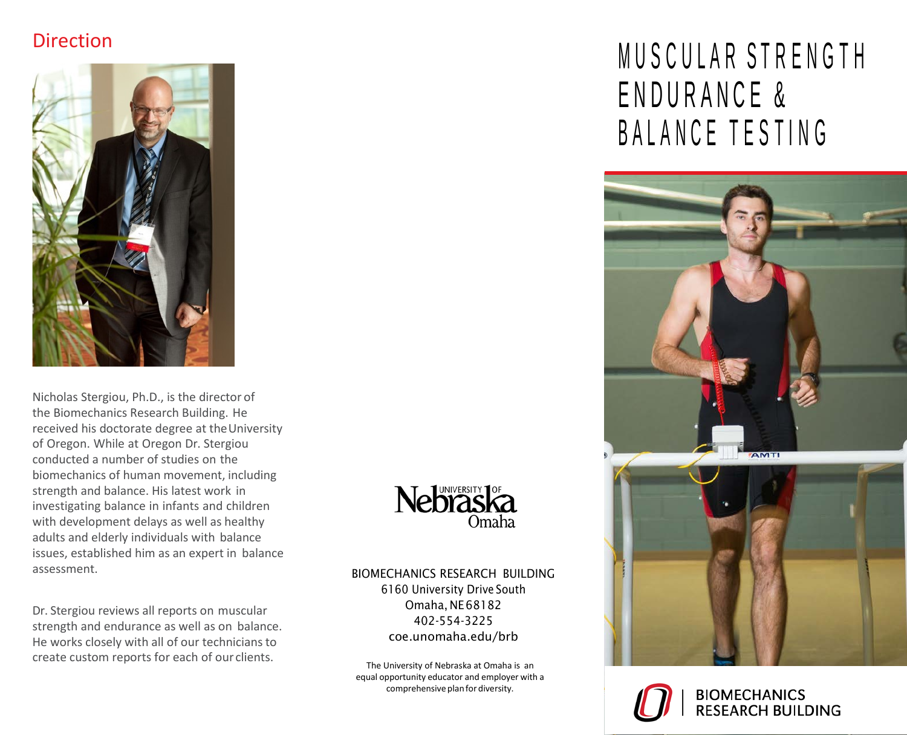## Direction

Nicholas Stergiou, Ph.D., is the director of the Biomechanics Research Building. He received his doctorate degree at the University of Oregon. While at Oregon Dr. Stergiou conducted a number of studies on the biomechanics of human movement, including strength and balance. His latest work in investigating balance in infants and children with development delays as well as healthy adults and elderly individuals with balance issues, established him as an expert in balance assessment.

Dr. Stergiou reviews all reports on muscular strength and endurance as well as on balance. He works closely with all of our technicians to create custom reports for each of our clients.

University of Nebraska Omaha

BIOMECHANICS RESEARCH BUILDING
6160 University Drive South
Omaha, NE 68182
402-554-3225
coe.unomaha.edu/brb

The University of Nebraska at Omaha is an equal opportunity educator and employer with a comprehensive plan for diversity.

# MUSCULAR STRENGTH ENDURANCE & BALANCE TESTING

BIOMECHANICS RESEARCH BUILDING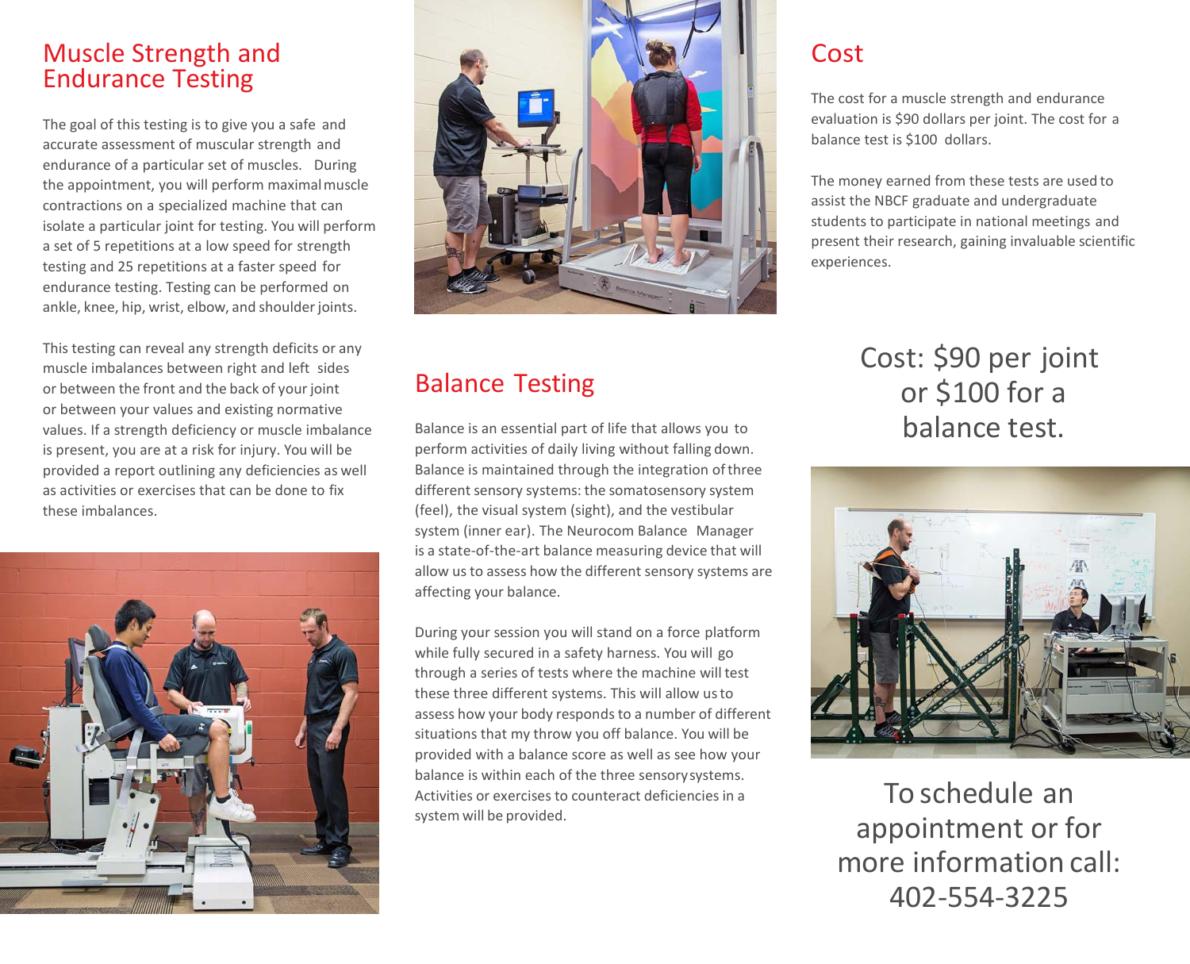## Muscle Strength and Endurance Testing

The goal of this testing is to give you a safe and accurate assessment of muscular strength and endurance of a particular set of muscles. During the appointment, you will perform maximal muscle contractions on a specialized machine that can isolate a particular joint for testing. You will perform a set of 5 repetitions at a low speed for strength testing and 25 repetitions at a faster speed for endurance testing. Testing can be performed on ankle, knee, hip, wrist, elbow, and shoulder joints.

This testing can reveal any strength deficits or any muscle imbalances between right and left sides or between the front and the back of your joint or between your values and existing normative values. If a strength deficiency or muscle imbalance is present, you are at a risk for injury. You will be provided a report outlining any deficiencies as well as activities or exercises that can be done to fix these imbalances.

## Balance Testing

Balance is an essential part of life that allows you to perform activities of daily living without falling down. Balance is maintained through the integration of three different sensory systems: the somatosensory system (feel), the visual system (sight), and the vestibular system (inner ear). The Neurocom Balance Manager is a state-of-the-art balance measuring device that will allow us to assess how the different sensory systems are affecting your balance.

During your session you will stand on a force platform while fully secured in a safety harness. You will go through a series of tests where the machine will test these three different systems. This will allow us to assess how your body responds to a number of different situations that my throw you off balance. You will be provided with a balance score as well as see how your balance is within each of the three sensory systems. Activities or exercises to counteract deficiencies in a system will be provided.

## Cost

The cost for a muscle strength and endurance evaluation is $90 dollars per joint. The cost for a balance test is $100 dollars.

The money earned from these tests are used to assist the NBCF graduate and undergraduate students to participate in national meetings and present their research, gaining invaluable scientific experiences.

Cost: $90 per joint or $100 for a balance test.

To schedule an appointment or for more information call: 402-554-3225